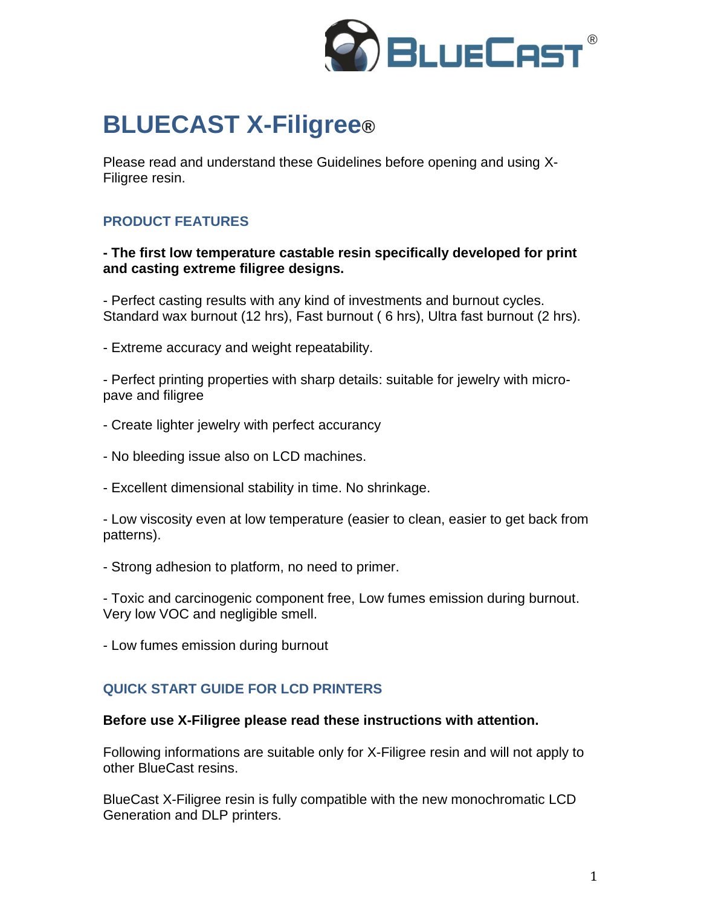# BLUECAST X-Filigree®

Please read and understand these Guidelines before opening and using X-Filigree resin.

## PRODUCT FEATURES

**- The first low temperature castable resin specifically developed for print and casting extreme filigree designs.**

- Perfect casting results with any kind of investments and burnout cycles. Standard wax burnout (12 hrs), Fast burnout ( 6 hrs), Ultra fast burnout (2 hrs).

- Extreme accuracy and weight repeatability.

- Perfect printing properties with sharp details: suitable for jewelry with micro-pave and filigree

- Create lighter jewelry with perfect accurancy

- No bleeding issue also on LCD machines.

- Excellent dimensional stability in time. No shrinkage.

- Low viscosity even at low temperature (easier to clean, easier to get back from patterns).

- Strong adhesion to platform, no need to primer.

- Toxic and carcinogenic component free, Low fumes emission during burnout. Very low VOC and negligible smell.

- Low fumes emission during burnout

## QUICK START GUIDE FOR LCD PRINTERS

**Before use X-Filigree please read these instructions with attention.**

Following informations are suitable only for X-Filigree resin and will not apply to other BlueCast resins.

BlueCast X-Filigree resin is fully compatible with the new monochromatic LCD Generation and DLP printers.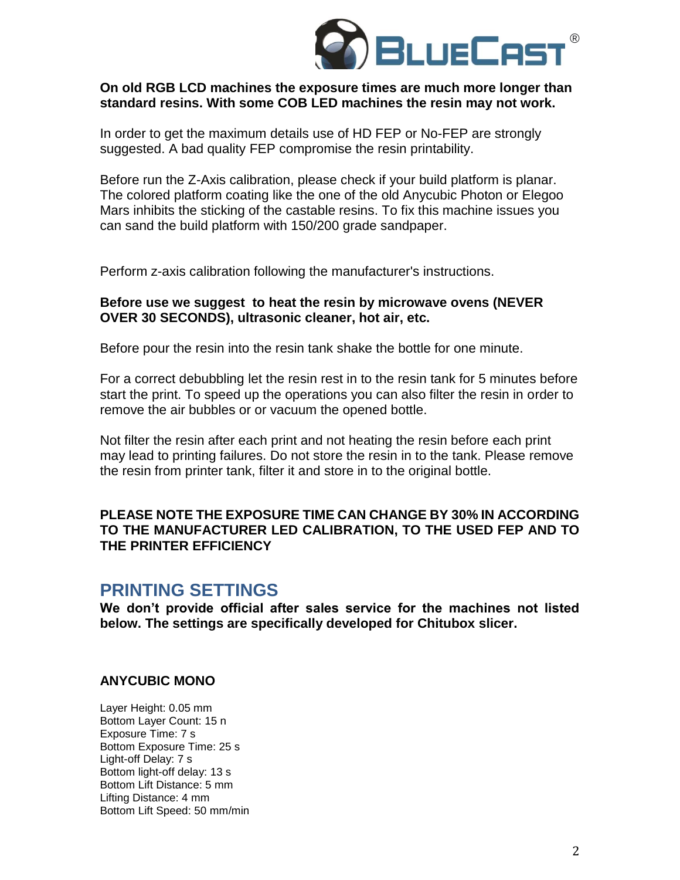**On old RGB LCD machines the exposure times are much more longer than standard resins. With some COB LED machines the resin may not work.**

In order to get the maximum details use of HD FEP or No-FEP are strongly suggested. A bad quality FEP compromise the resin printability.

Before run the Z-Axis calibration, please check if your build platform is planar. The colored platform coating like the one of the old Anycubic Photon or Elegoo Mars inhibits the sticking of the castable resins. To fix this machine issues you can sand the build platform with 150/200 grade sandpaper.

Perform z-axis calibration following the manufacturer's instructions.

**Before use we suggest to heat the resin by microwave ovens (NEVER OVER 30 SECONDS), ultrasonic cleaner, hot air, etc.**

Before pour the resin into the resin tank shake the bottle for one minute.

For a correct debubbling let the resin rest in to the resin tank for 5 minutes before start the print. To speed up the operations you can also filter the resin in order to remove the air bubbles or or vacuum the opened bottle.

Not filter the resin after each print and not heating the resin before each print may lead to printing failures. Do not store the resin in to the tank. Please remove the resin from printer tank, filter it and store in to the original bottle.

**PLEASE NOTE THE EXPOSURE TIME CAN CHANGE BY 30% IN ACCORDING TO THE MANUFACTURER LED CALIBRATION, TO THE USED FEP AND TO THE PRINTER EFFICIENCY**

## PRINTING SETTINGS

**We don't provide official after sales service for the machines not listed below. The settings are specifically developed for Chitubox slicer.**

### ANYCUBIC MONO

Layer Height: 0.05 mm
Bottom Layer Count: 15 n
Exposure Time: 7 s
Bottom Exposure Time: 25 s
Light-off Delay: 7 s
Bottom light-off delay: 13 s
Bottom Lift Distance: 5 mm
Lifting Distance: 4 mm
Bottom Lift Speed: 50 mm/min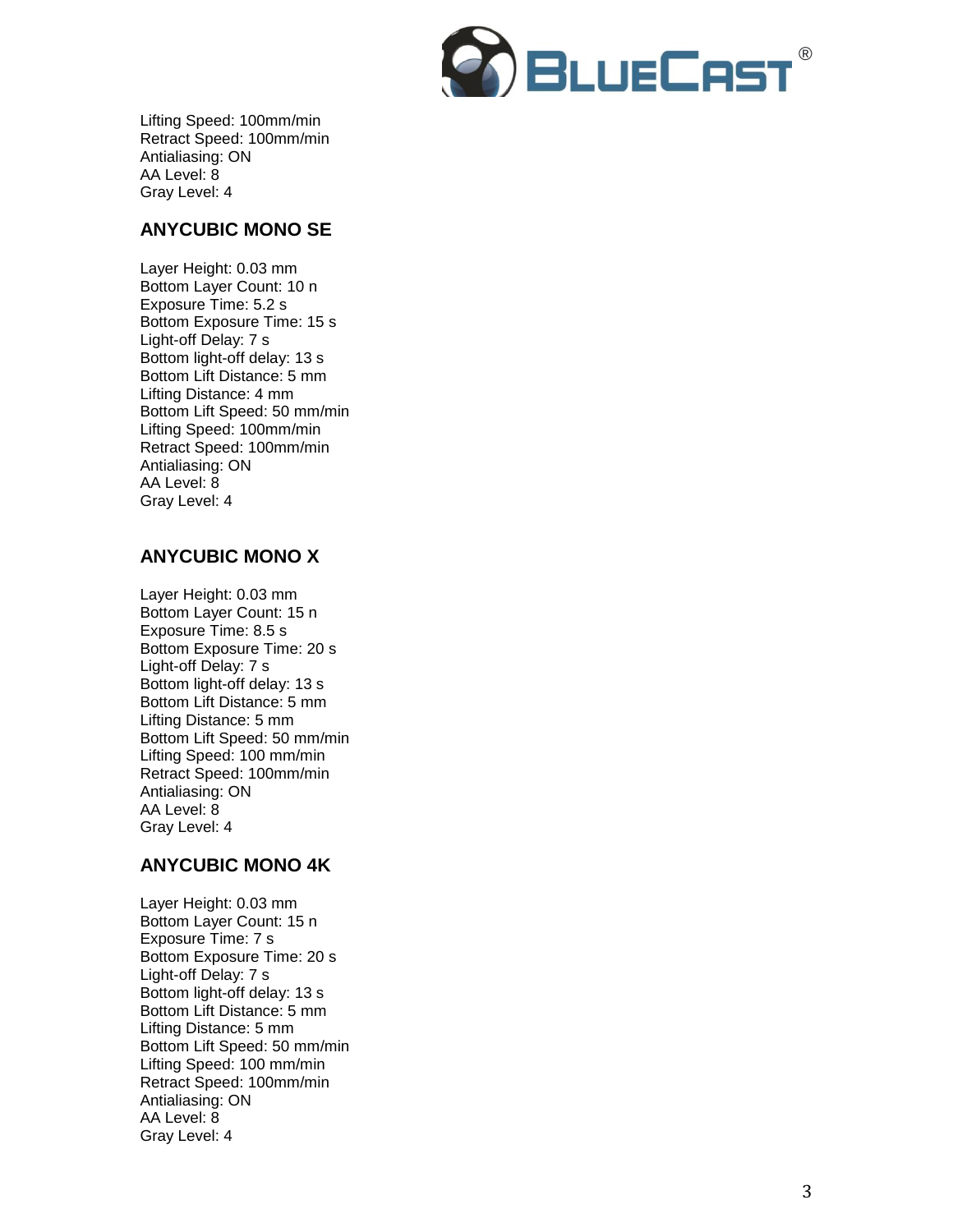Lifting Speed: 100mm/min
Retract Speed: 100mm/min
Antialiasing: ON
AA Level: 8
Gray Level: 4

## ANYCUBIC MONO SE

Layer Height: 0.03 mm
Bottom Layer Count: 10 n
Exposure Time: 5.2 s
Bottom Exposure Time: 15 s
Light-off Delay: 7 s
Bottom light-off delay: 13 s
Bottom Lift Distance: 5 mm
Lifting Distance: 4 mm
Bottom Lift Speed: 50 mm/min
Lifting Speed: 100mm/min
Retract Speed: 100mm/min
Antialiasing: ON
AA Level: 8
Gray Level: 4

## ANYCUBIC MONO X

Layer Height: 0.03 mm
Bottom Layer Count: 15 n
Exposure Time: 8.5 s
Bottom Exposure Time: 20 s
Light-off Delay: 7 s
Bottom light-off delay: 13 s
Bottom Lift Distance: 5 mm
Lifting Distance: 5 mm
Bottom Lift Speed: 50 mm/min
Lifting Speed: 100 mm/min
Retract Speed: 100mm/min
Antialiasing: ON
AA Level: 8
Gray Level: 4

## ANYCUBIC MONO 4K

Layer Height: 0.03 mm
Bottom Layer Count: 15 n
Exposure Time: 7 s
Bottom Exposure Time: 20 s
Light-off Delay: 7 s
Bottom light-off delay: 13 s
Bottom Lift Distance: 5 mm
Lifting Distance: 5 mm
Bottom Lift Speed: 50 mm/min
Lifting Speed: 100 mm/min
Retract Speed: 100mm/min
Antialiasing: ON
AA Level: 8
Gray Level: 4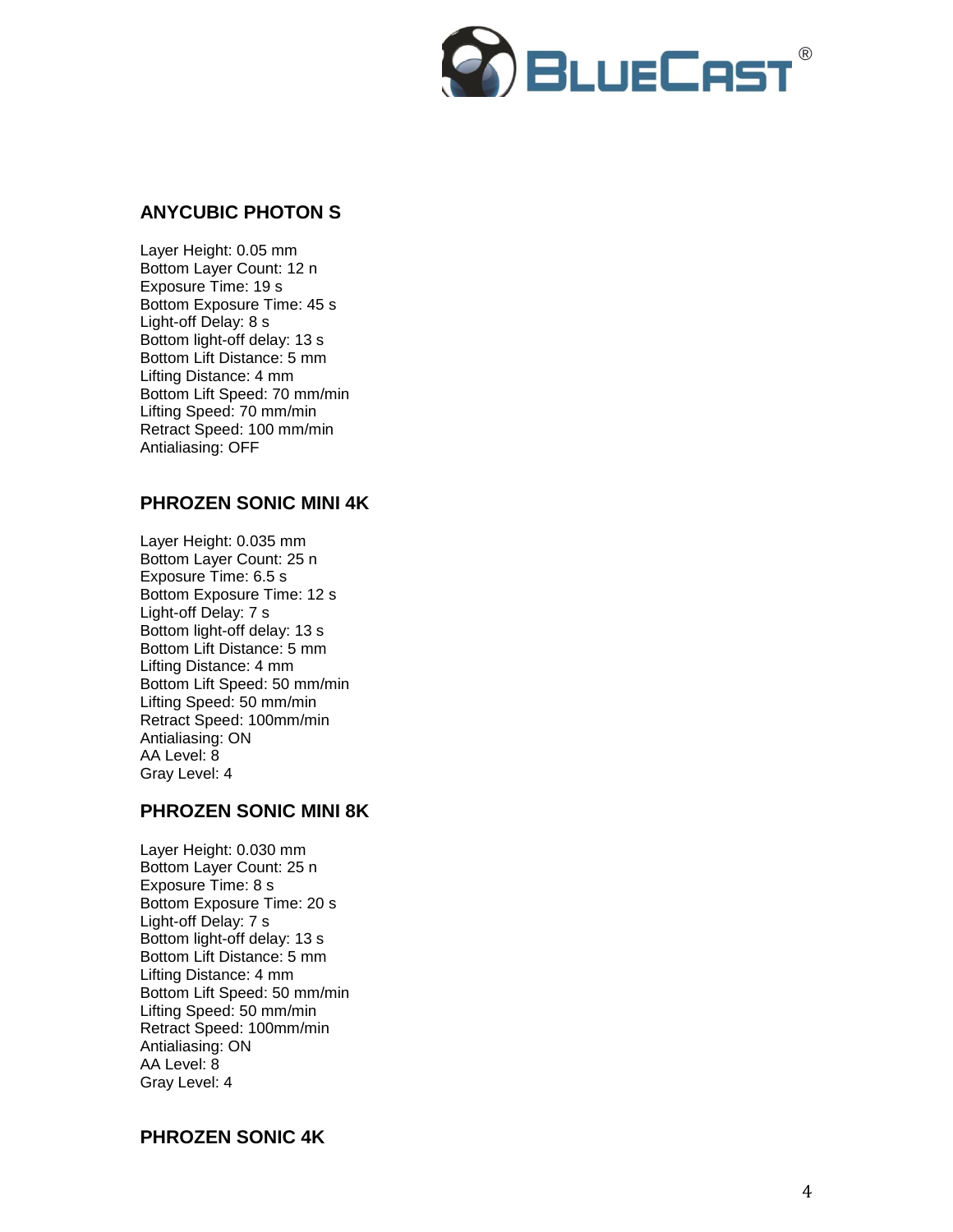## ANYCUBIC PHOTON S

Layer Height: 0.05 mm
Bottom Layer Count: 12 n
Exposure Time: 19 s
Bottom Exposure Time: 45 s
Light-off Delay: 8 s
Bottom light-off delay: 13 s
Bottom Lift Distance: 5 mm
Lifting Distance: 4 mm
Bottom Lift Speed: 70 mm/min
Lifting Speed: 70 mm/min
Retract Speed: 100 mm/min
Antialiasing: OFF

## PHROZEN SONIC MINI 4K

Layer Height: 0.035 mm
Bottom Layer Count: 25 n
Exposure Time: 6.5 s
Bottom Exposure Time: 12 s
Light-off Delay: 7 s
Bottom light-off delay: 13 s
Bottom Lift Distance: 5 mm
Lifting Distance: 4 mm
Bottom Lift Speed: 50 mm/min
Lifting Speed: 50 mm/min
Retract Speed: 100mm/min
Antialiasing: ON
AA Level: 8
Gray Level: 4

## PHROZEN SONIC MINI 8K

Layer Height: 0.030 mm
Bottom Layer Count: 25 n
Exposure Time: 8 s
Bottom Exposure Time: 20 s
Light-off Delay: 7 s
Bottom light-off delay: 13 s
Bottom Lift Distance: 5 mm
Lifting Distance: 4 mm
Bottom Lift Speed: 50 mm/min
Lifting Speed: 50 mm/min
Retract Speed: 100mm/min
Antialiasing: ON
AA Level: 8
Gray Level: 4

## PHROZEN SONIC 4K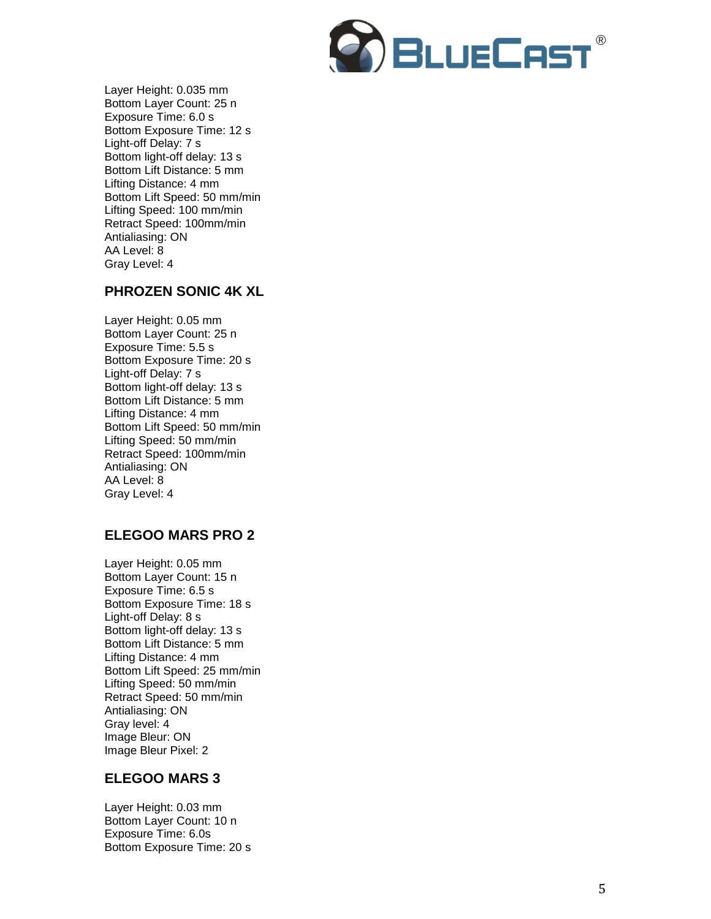Layer Height: 0.035 mm
Bottom Layer Count: 25 n
Exposure Time: 6.0 s
Bottom Exposure Time: 12 s
Light-off Delay: 7 s
Bottom light-off delay: 13 s
Bottom Lift Distance: 5 mm
Lifting Distance: 4 mm
Bottom Lift Speed: 50 mm/min
Lifting Speed: 100 mm/min
Retract Speed: 100mm/min
Antialiasing: ON
AA Level: 8
Gray Level: 4

## PHROZEN SONIC 4K XL

Layer Height: 0.05 mm
Bottom Layer Count: 25 n
Exposure Time: 5.5 s
Bottom Exposure Time: 20 s
Light-off Delay: 7 s
Bottom light-off delay: 13 s
Bottom Lift Distance: 5 mm
Lifting Distance: 4 mm
Bottom Lift Speed: 50 mm/min
Lifting Speed: 50 mm/min
Retract Speed: 100mm/min
Antialiasing: ON
AA Level: 8
Gray Level: 4

## ELEGOO MARS PRO 2

Layer Height: 0.05 mm
Bottom Layer Count: 15 n
Exposure Time: 6.5 s
Bottom Exposure Time: 18 s
Light-off Delay: 8 s
Bottom light-off delay: 13 s
Bottom Lift Distance: 5 mm
Lifting Distance: 4 mm
Bottom Lift Speed: 25 mm/min
Lifting Speed: 50 mm/min
Retract Speed: 50 mm/min
Antialiasing: ON
Gray level: 4
Image Bleur: ON
Image Bleur Pixel: 2

## ELEGOO MARS 3

Layer Height: 0.03 mm
Bottom Layer Count: 10 n
Exposure Time: 6.0s
Bottom Exposure Time: 20 s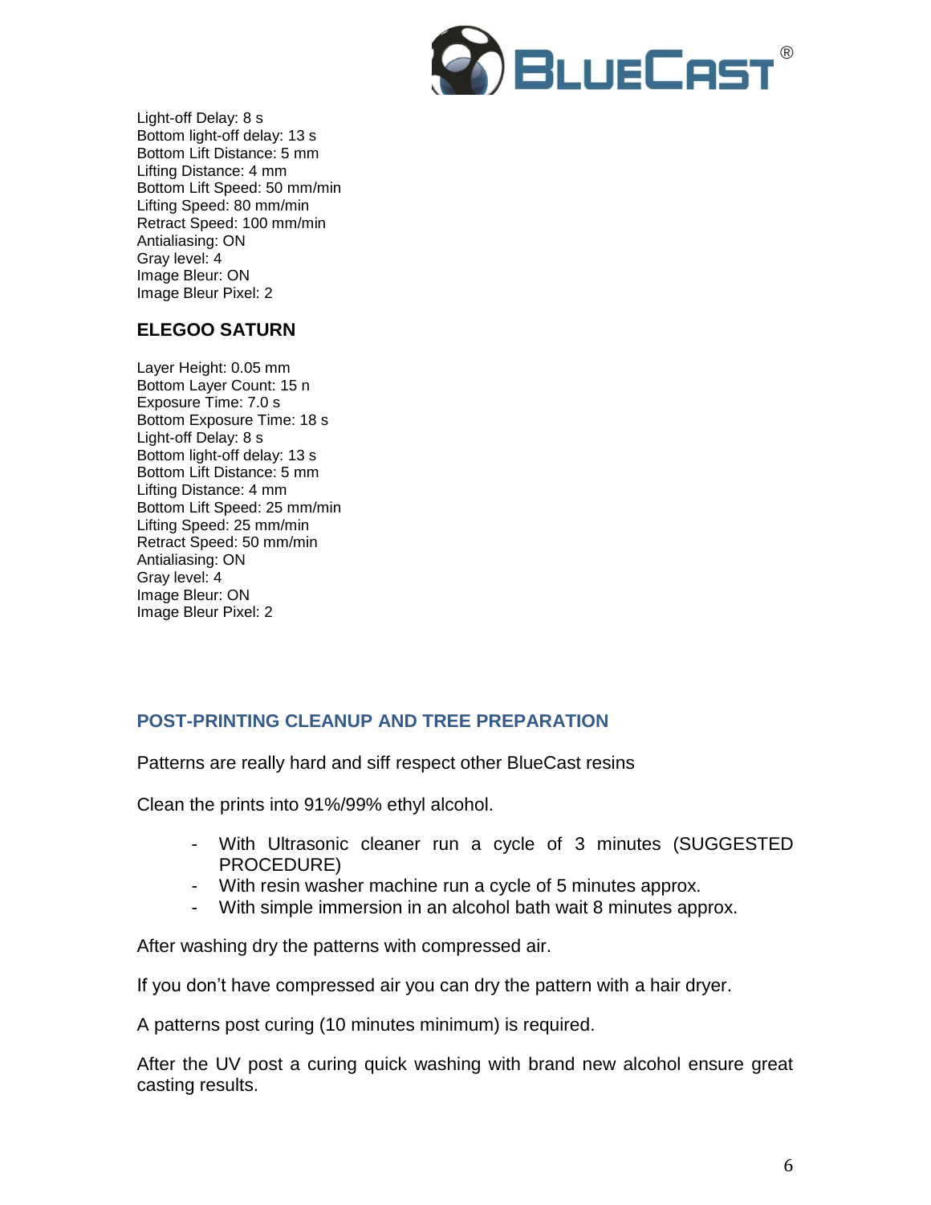Light-off Delay: 8 s
Bottom light-off delay: 13 s
Bottom Lift Distance: 5 mm
Lifting Distance: 4 mm
Bottom Lift Speed: 50 mm/min
Lifting Speed: 80 mm/min
Retract Speed: 100 mm/min
Antialiasing: ON
Gray level: 4
Image Bleur: ON
Image Bleur Pixel: 2

### ELEGOO SATURN

Layer Height: 0.05 mm
Bottom Layer Count: 15 n
Exposure Time: 7.0 s
Bottom Exposure Time: 18 s
Light-off Delay: 8 s
Bottom light-off delay: 13 s
Bottom Lift Distance: 5 mm
Lifting Distance: 4 mm
Bottom Lift Speed: 25 mm/min
Lifting Speed: 25 mm/min
Retract Speed: 50 mm/min
Antialiasing: ON
Gray level: 4
Image Bleur: ON
Image Bleur Pixel: 2

## POST-PRINTING CLEANUP AND TREE PREPARATION

Patterns are really hard and siff respect other BlueCast resins

Clean the prints into 91%/99% ethyl alcohol.

- With Ultrasonic cleaner run a cycle of 3 minutes (SUGGESTED PROCEDURE)
- With resin washer machine run a cycle of 5 minutes approx.
- With simple immersion in an alcohol bath wait 8 minutes approx.

After washing dry the patterns with compressed air.

If you don't have compressed air you can dry the pattern with a hair dryer.

A patterns post curing (10 minutes minimum) is required.

After the UV post a curing quick washing with brand new alcohol ensure great casting results.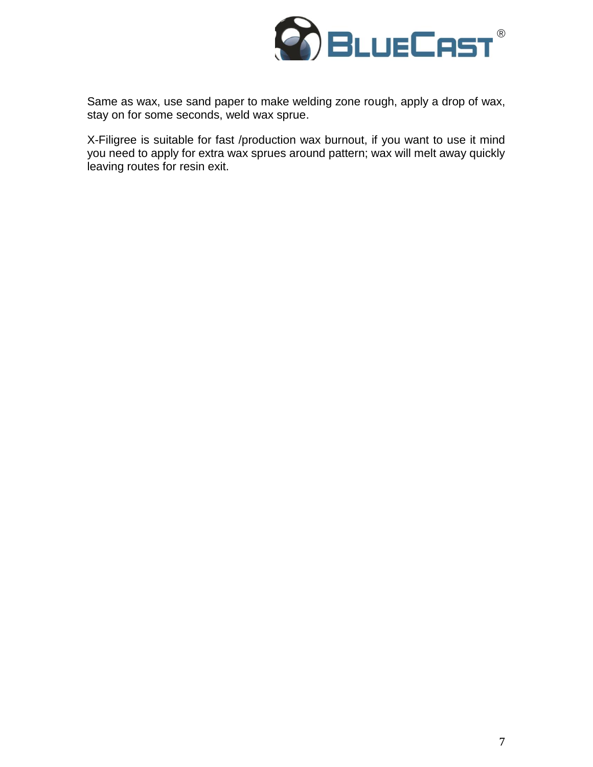Same as wax, use sand paper to make welding zone rough, apply a drop of wax, stay on for some seconds, weld wax sprue.

X-Filigree is suitable for fast /production wax burnout, if you want to use it mind you need to apply for extra wax sprues around pattern; wax will melt away quickly leaving routes for resin exit.